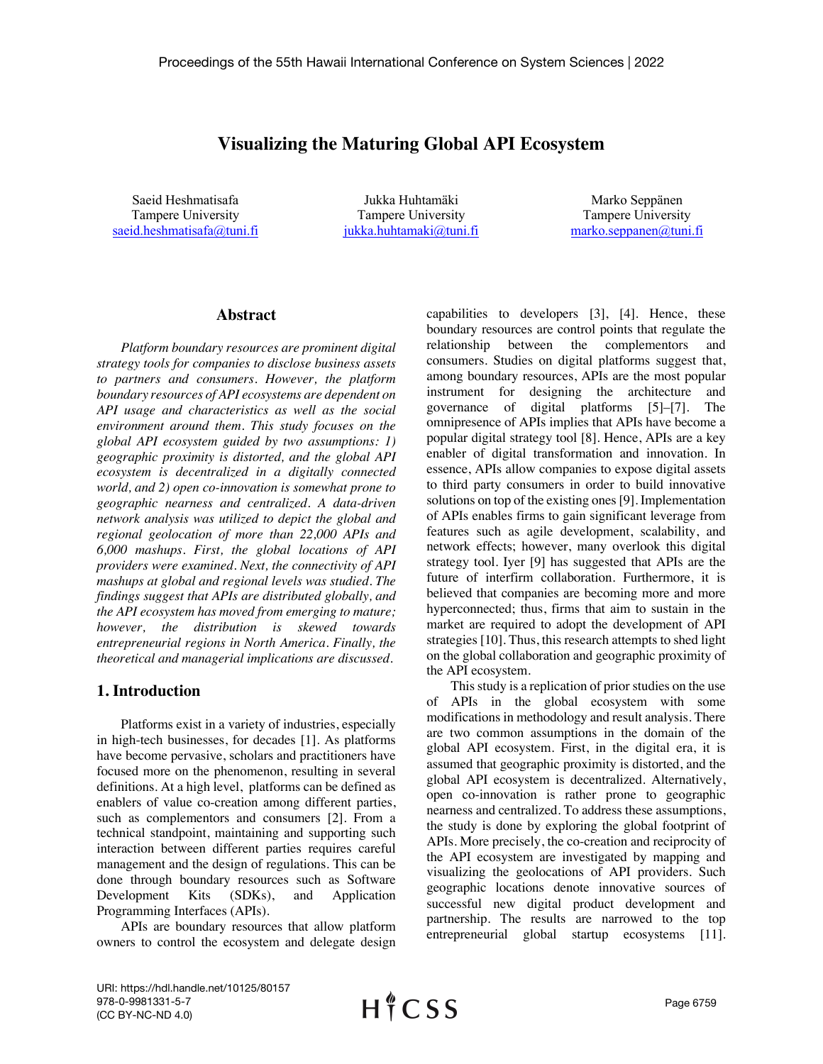# Visualizing the Maturing Global API Ecosystem

Saeid Heshmatisafa
Tampere University
saeid.heshmatisafa@tuni.fi

Jukka Huhtamäki
Tampere University
jukka.huhtamaki@tuni.fi

Marko Seppänen
Tampere University
marko.seppanen@tuni.fi

## Abstract

*Platform boundary resources are prominent digital strategy tools for companies to disclose business assets to partners and consumers. However, the platform boundary resources of API ecosystems are dependent on API usage and characteristics as well as the social environment around them. This study focuses on the global API ecosystem guided by two assumptions: 1) geographic proximity is distorted, and the global API ecosystem is decentralized in a digitally connected world, and 2) open co-innovation is somewhat prone to geographic nearness and centralized. A data-driven network analysis was utilized to depict the global and regional geolocation of more than 22,000 APIs and 6,000 mashups. First, the global locations of API providers were examined. Next, the connectivity of API mashups at global and regional levels was studied. The findings suggest that APIs are distributed globally, and the API ecosystem has moved from emerging to mature; however, the distribution is skewed towards entrepreneurial regions in North America. Finally, the theoretical and managerial implications are discussed.*

## 1. Introduction

Platforms exist in a variety of industries, especially in high-tech businesses, for decades [1]. As platforms have become pervasive, scholars and practitioners have focused more on the phenomenon, resulting in several definitions. At a high level, platforms can be defined as enablers of value co-creation among different parties, such as complementors and consumers [2]. From a technical standpoint, maintaining and supporting such interaction between different parties requires careful management and the design of regulations. This can be done through boundary resources such as Software Development Kits (SDKs), and Application Programming Interfaces (APIs).

APIs are boundary resources that allow platform owners to control the ecosystem and delegate design capabilities to developers [3], [4]. Hence, these boundary resources are control points that regulate the relationship between the complementors and consumers. Studies on digital platforms suggest that, among boundary resources, APIs are the most popular instrument for designing the architecture and governance of digital platforms [5]–[7]. The omnipresence of APIs implies that APIs have become a popular digital strategy tool [8]. Hence, APIs are a key enabler of digital transformation and innovation. In essence, APIs allow companies to expose digital assets to third party consumers in order to build innovative solutions on top of the existing ones [9]. Implementation of APIs enables firms to gain significant leverage from features such as agile development, scalability, and network effects; however, many overlook this digital strategy tool. Iyer [9] has suggested that APIs are the future of interfirm collaboration. Furthermore, it is believed that companies are becoming more and more hyperconnected; thus, firms that aim to sustain in the market are required to adopt the development of API strategies [10]. Thus, this research attempts to shed light on the global collaboration and geographic proximity of the API ecosystem.

This study is a replication of prior studies on the use of APIs in the global ecosystem with some modifications in methodology and result analysis. There are two common assumptions in the domain of the global API ecosystem. First, in the digital era, it is assumed that geographic proximity is distorted, and the global API ecosystem is decentralized. Alternatively, open co-innovation is rather prone to geographic nearness and centralized. To address these assumptions, the study is done by exploring the global footprint of APIs. More precisely, the co-creation and reciprocity of the API ecosystem are investigated by mapping and visualizing the geolocations of API providers. Such geographic locations denote innovative sources of successful new digital product development and partnership. The results are narrowed to the top entrepreneurial global startup ecosystems [11].

URI: https://hdl.handle.net/10125/80157
978-0-9981331-5-7
(CC BY-NC-ND 4.0)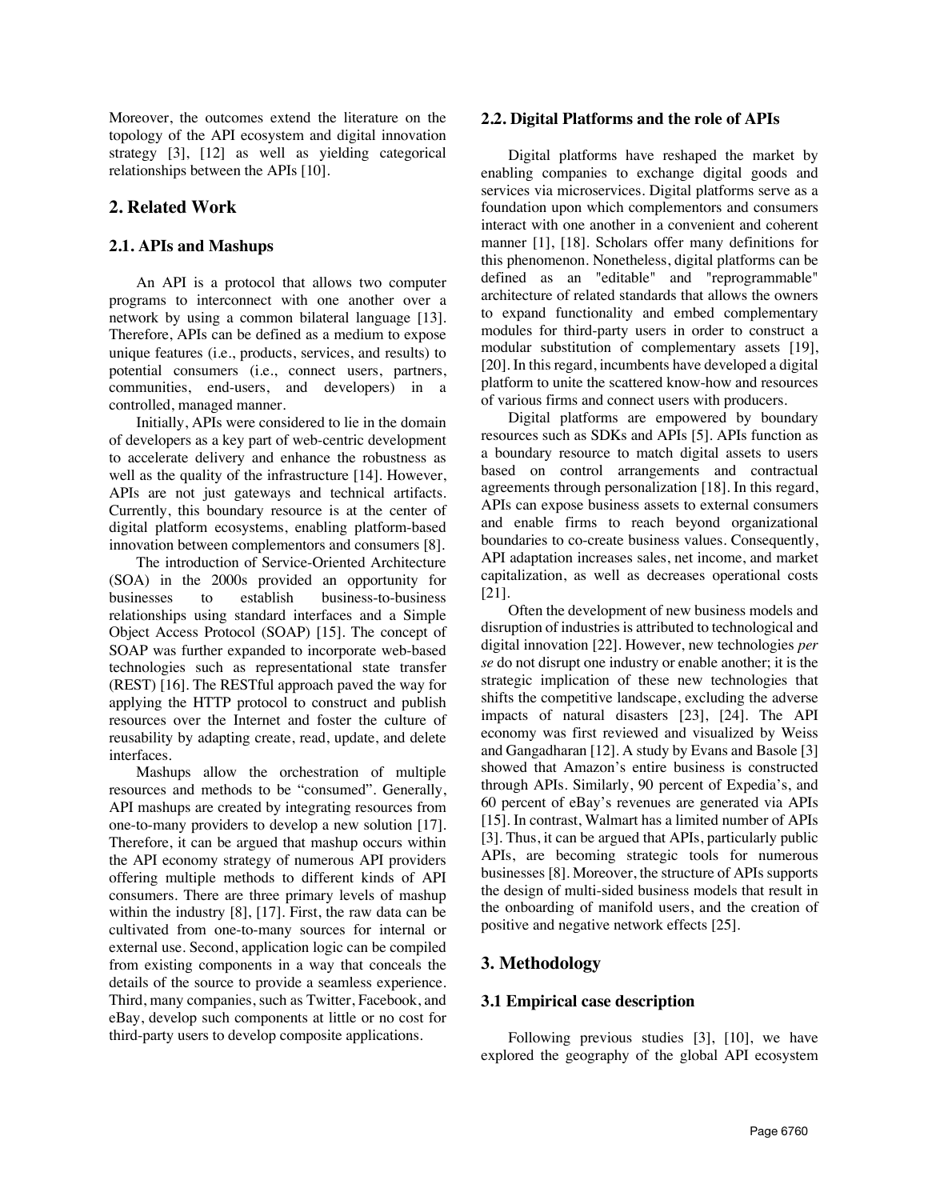Moreover, the outcomes extend the literature on the topology of the API ecosystem and digital innovation strategy [3], [12] as well as yielding categorical relationships between the APIs [10].

## 2. Related Work

### 2.1. APIs and Mashups

An API is a protocol that allows two computer programs to interconnect with one another over a network by using a common bilateral language [13]. Therefore, APIs can be defined as a medium to expose unique features (i.e., products, services, and results) to potential consumers (i.e., connect users, partners, communities, end-users, and developers) in a controlled, managed manner.

Initially, APIs were considered to lie in the domain of developers as a key part of web-centric development to accelerate delivery and enhance the robustness as well as the quality of the infrastructure [14]. However, APIs are not just gateways and technical artifacts. Currently, this boundary resource is at the center of digital platform ecosystems, enabling platform-based innovation between complementors and consumers [8].

The introduction of Service-Oriented Architecture (SOA) in the 2000s provided an opportunity for businesses to establish business-to-business relationships using standard interfaces and a Simple Object Access Protocol (SOAP) [15]. The concept of SOAP was further expanded to incorporate web-based technologies such as representational state transfer (REST) [16]. The RESTful approach paved the way for applying the HTTP protocol to construct and publish resources over the Internet and foster the culture of reusability by adapting create, read, update, and delete interfaces.

Mashups allow the orchestration of multiple resources and methods to be "consumed". Generally, API mashups are created by integrating resources from one-to-many providers to develop a new solution [17]. Therefore, it can be argued that mashup occurs within the API economy strategy of numerous API providers offering multiple methods to different kinds of API consumers. There are three primary levels of mashup within the industry [8], [17]. First, the raw data can be cultivated from one-to-many sources for internal or external use. Second, application logic can be compiled from existing components in a way that conceals the details of the source to provide a seamless experience. Third, many companies, such as Twitter, Facebook, and eBay, develop such components at little or no cost for third-party users to develop composite applications.

### 2.2. Digital Platforms and the role of APIs

Digital platforms have reshaped the market by enabling companies to exchange digital goods and services via microservices. Digital platforms serve as a foundation upon which complementors and consumers interact with one another in a convenient and coherent manner [1], [18]. Scholars offer many definitions for this phenomenon. Nonetheless, digital platforms can be defined as an "editable" and "reprogrammable" architecture of related standards that allows the owners to expand functionality and embed complementary modules for third-party users in order to construct a modular substitution of complementary assets [19], [20]. In this regard, incumbents have developed a digital platform to unite the scattered know-how and resources of various firms and connect users with producers.

Digital platforms are empowered by boundary resources such as SDKs and APIs [5]. APIs function as a boundary resource to match digital assets to users based on control arrangements and contractual agreements through personalization [18]. In this regard, APIs can expose business assets to external consumers and enable firms to reach beyond organizational boundaries to co-create business values. Consequently, API adaptation increases sales, net income, and market capitalization, as well as decreases operational costs [21].

Often the development of new business models and disruption of industries is attributed to technological and digital innovation [22]. However, new technologies *per se* do not disrupt one industry or enable another; it is the strategic implication of these new technologies that shifts the competitive landscape, excluding the adverse impacts of natural disasters [23], [24]. The API economy was first reviewed and visualized by Weiss and Gangadharan [12]. A study by Evans and Basole [3] showed that Amazon's entire business is constructed through APIs. Similarly, 90 percent of Expedia's, and 60 percent of eBay's revenues are generated via APIs [15]. In contrast, Walmart has a limited number of APIs [3]. Thus, it can be argued that APIs, particularly public APIs, are becoming strategic tools for numerous businesses [8]. Moreover, the structure of APIs supports the design of multi-sided business models that result in the onboarding of manifold users, and the creation of positive and negative network effects [25].

## 3. Methodology

### 3.1 Empirical case description

Following previous studies [3], [10], we have explored the geography of the global API ecosystem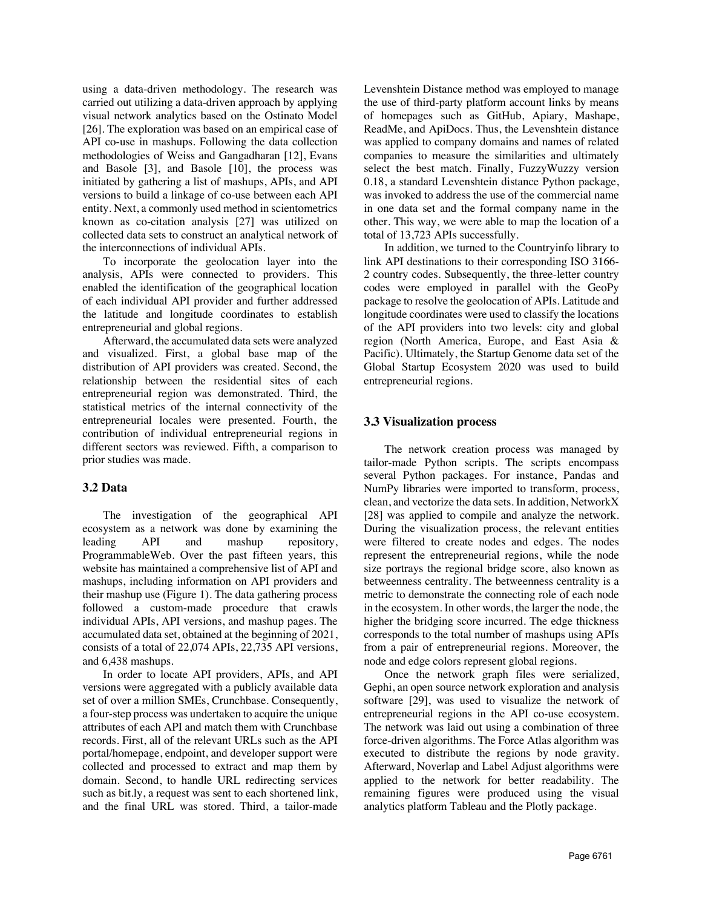using a data-driven methodology. The research was carried out utilizing a data-driven approach by applying visual network analytics based on the Ostinato Model [26]. The exploration was based on an empirical case of API co-use in mashups. Following the data collection methodologies of Weiss and Gangadharan [12], Evans and Basole [3], and Basole [10], the process was initiated by gathering a list of mashups, APIs, and API versions to build a linkage of co-use between each API entity. Next, a commonly used method in scientometrics known as co-citation analysis [27] was utilized on collected data sets to construct an analytical network of the interconnections of individual APIs.

To incorporate the geolocation layer into the analysis, APIs were connected to providers. This enabled the identification of the geographical location of each individual API provider and further addressed the latitude and longitude coordinates to establish entrepreneurial and global regions.

Afterward, the accumulated data sets were analyzed and visualized. First, a global base map of the distribution of API providers was created. Second, the relationship between the residential sites of each entrepreneurial region was demonstrated. Third, the statistical metrics of the internal connectivity of the entrepreneurial locales were presented. Fourth, the contribution of individual entrepreneurial regions in different sectors was reviewed. Fifth, a comparison to prior studies was made.

### 3.2 Data

The investigation of the geographical API ecosystem as a network was done by examining the leading API and mashup repository, ProgrammableWeb. Over the past fifteen years, this website has maintained a comprehensive list of API and mashups, including information on API providers and their mashup use (Figure 1). The data gathering process followed a custom-made procedure that crawls individual APIs, API versions, and mashup pages. The accumulated data set, obtained at the beginning of 2021, consists of a total of 22,074 APIs, 22,735 API versions, and 6,438 mashups.

In order to locate API providers, APIs, and API versions were aggregated with a publicly available data set of over a million SMEs, Crunchbase. Consequently, a four-step process was undertaken to acquire the unique attributes of each API and match them with Crunchbase records. First, all of the relevant URLs such as the API portal/homepage, endpoint, and developer support were collected and processed to extract and map them by domain. Second, to handle URL redirecting services such as bit.ly, a request was sent to each shortened link, and the final URL was stored. Third, a tailor-made Levenshtein Distance method was employed to manage the use of third-party platform account links by means of homepages such as GitHub, Apiary, Mashape, ReadMe, and ApiDocs. Thus, the Levenshtein distance was applied to company domains and names of related companies to measure the similarities and ultimately select the best match. Finally, FuzzyWuzzy version 0.18, a standard Levenshtein distance Python package, was invoked to address the use of the commercial name in one data set and the formal company name in the other. This way, we were able to map the location of a total of 13,723 APIs successfully.

In addition, we turned to the Countryinfo library to link API destinations to their corresponding ISO 3166-2 country codes. Subsequently, the three-letter country codes were employed in parallel with the GeoPy package to resolve the geolocation of APIs. Latitude and longitude coordinates were used to classify the locations of the API providers into two levels: city and global region (North America, Europe, and East Asia & Pacific). Ultimately, the Startup Genome data set of the Global Startup Ecosystem 2020 was used to build entrepreneurial regions.

### 3.3 Visualization process

The network creation process was managed by tailor-made Python scripts. The scripts encompass several Python packages. For instance, Pandas and NumPy libraries were imported to transform, process, clean, and vectorize the data sets. In addition, NetworkX [28] was applied to compile and analyze the network. During the visualization process, the relevant entities were filtered to create nodes and edges. The nodes represent the entrepreneurial regions, while the node size portrays the regional bridge score, also known as betweenness centrality. The betweenness centrality is a metric to demonstrate the connecting role of each node in the ecosystem. In other words, the larger the node, the higher the bridging score incurred. The edge thickness corresponds to the total number of mashups using APIs from a pair of entrepreneurial regions. Moreover, the node and edge colors represent global regions.

Once the network graph files were serialized, Gephi, an open source network exploration and analysis software [29], was used to visualize the network of entrepreneurial regions in the API co-use ecosystem. The network was laid out using a combination of three force-driven algorithms. The Force Atlas algorithm was executed to distribute the regions by node gravity. Afterward, Noverlap and Label Adjust algorithms were applied to the network for better readability. The remaining figures were produced using the visual analytics platform Tableau and the Plotly package.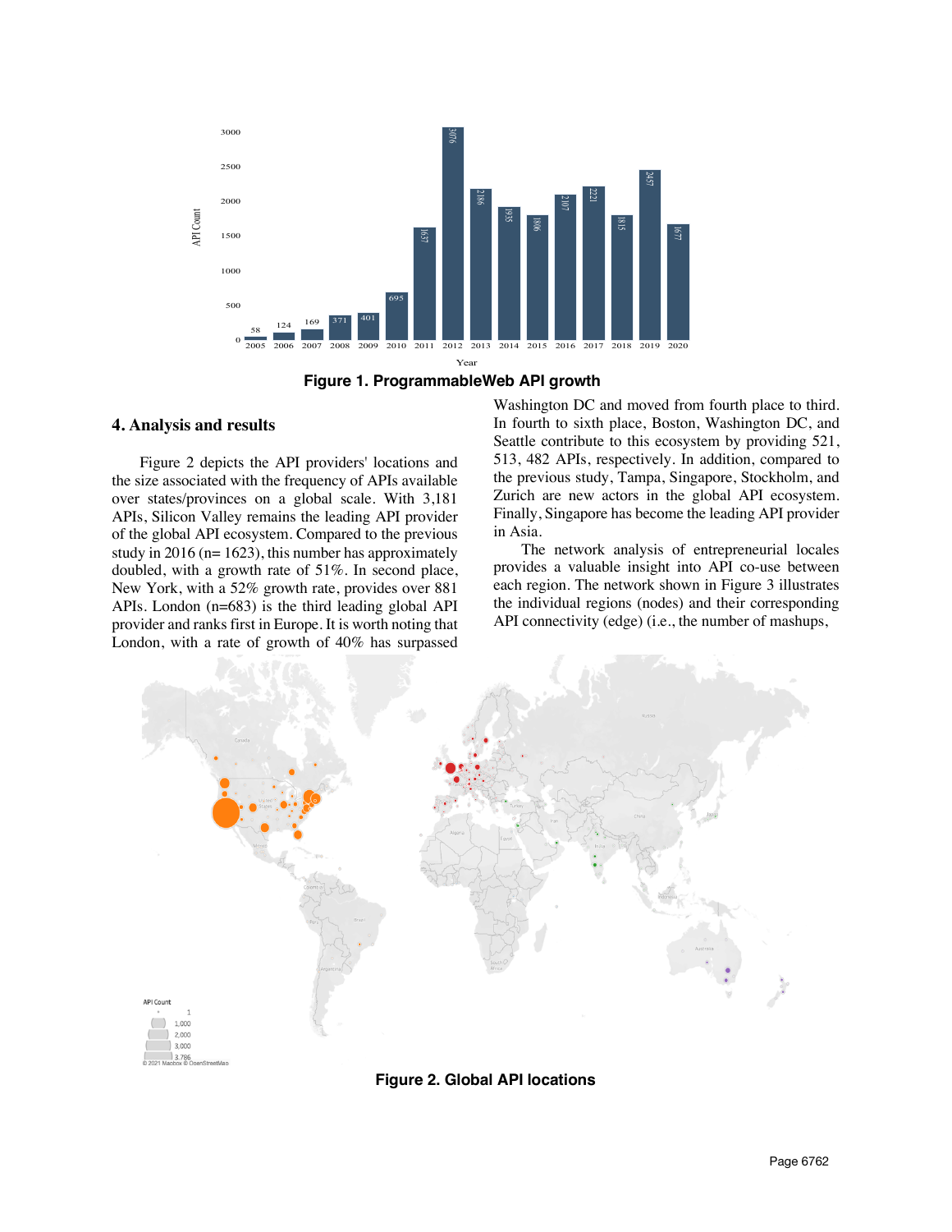Figure 1. ProgrammableWeb API growth

## 4. Analysis and results

Figure 2 depicts the API providers' locations and the size associated with the frequency of APIs available over states/provinces on a global scale. With 3,181 APIs, Silicon Valley remains the leading API provider of the global API ecosystem. Compared to the previous study in 2016 (n= 1623), this number has approximately doubled, with a growth rate of 51%. In second place, New York, with a 52% growth rate, provides over 881 APIs. London (n=683) is the third leading global API provider and ranks first in Europe. It is worth noting that London, with a rate of growth of 40% has surpassed Washington DC and moved from fourth place to third. In fourth to sixth place, Boston, Washington DC, and Seattle contribute to this ecosystem by providing 521, 513, 482 APIs, respectively. In addition, compared to the previous study, Tampa, Singapore, Stockholm, and Zurich are new actors in the global API ecosystem. Finally, Singapore has become the leading API provider in Asia.

The network analysis of entrepreneurial locales provides a valuable insight into API co-use between each region. The network shown in Figure 3 illustrates the individual regions (nodes) and their corresponding API connectivity (edge) (i.e., the number of mashups,

Figure 2. Global API locations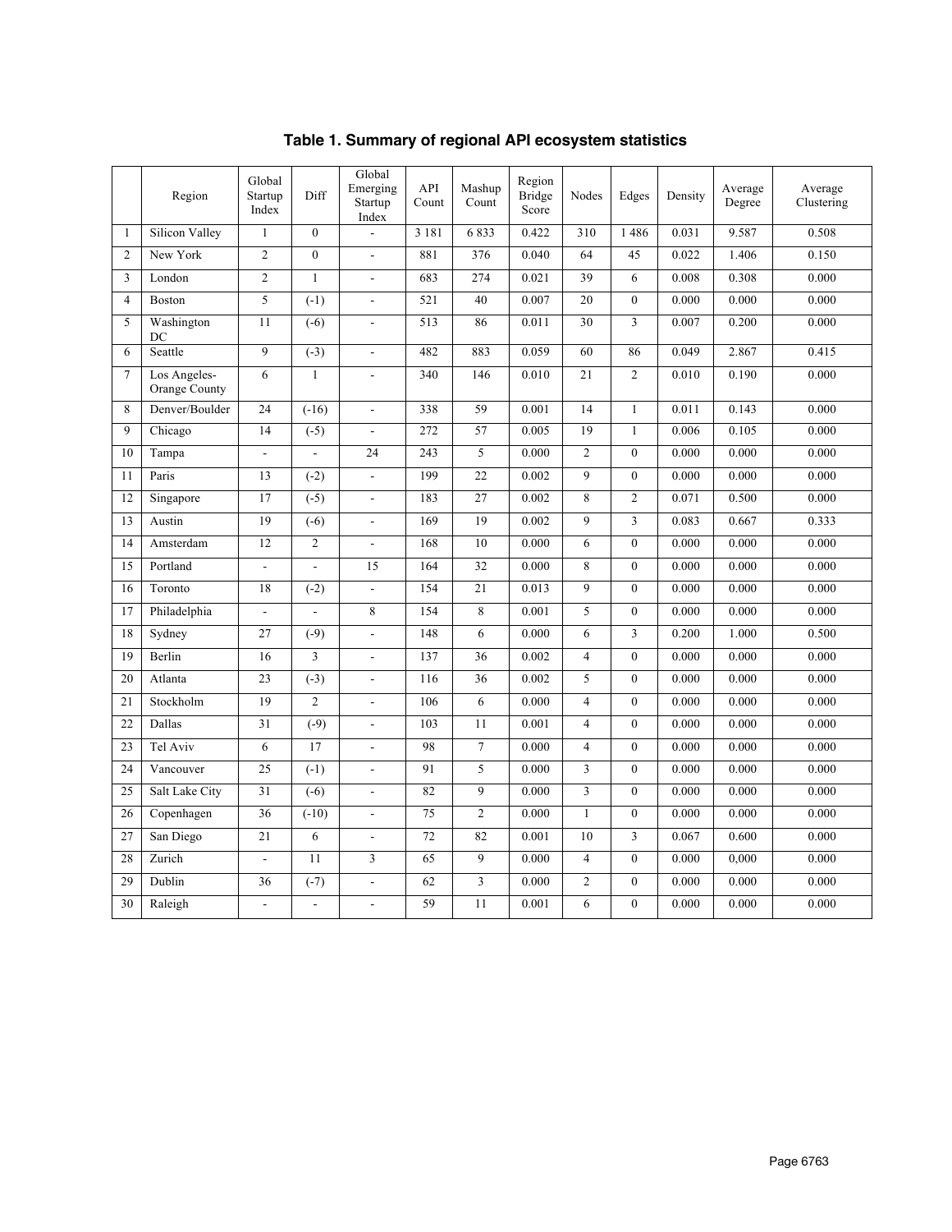**Table 1. Summary of regional API ecosystem statistics**

| | Region | Global Startup Index | Diff | Global Emerging Startup Index | API Count | Mashup Count | Region Bridge Score | Nodes | Edges | Density | Average Degree | Average Clustering |
|---|---|---|---|---|---|---|---|---|---|---|---|---|
| 1 | Silicon Valley | 1 | 0 | - | 3 181 | 6 833 | 0.422 | 310 | 1 486 | 0.031 | 9.587 | 0.508 |
| 2 | New York | 2 | 0 | - | 881 | 376 | 0.040 | 64 | 45 | 0.022 | 1.406 | 0.150 |
| 3 | London | 2 | 1 | - | 683 | 274 | 0.021 | 39 | 6 | 0.008 | 0.308 | 0.000 |
| 4 | Boston | 5 | (-1) | - | 521 | 40 | 0.007 | 20 | 0 | 0.000 | 0.000 | 0.000 |
| 5 | Washington DC | 11 | (-6) | - | 513 | 86 | 0.011 | 30 | 3 | 0.007 | 0.200 | 0.000 |
| 6 | Seattle | 9 | (-3) | - | 482 | 883 | 0.059 | 60 | 86 | 0.049 | 2.867 | 0.415 |
| 7 | Los Angeles-Orange County | 6 | 1 | - | 340 | 146 | 0.010 | 21 | 2 | 0.010 | 0.190 | 0.000 |
| 8 | Denver/Boulder | 24 | (-16) | - | 338 | 59 | 0.001 | 14 | 1 | 0.011 | 0.143 | 0.000 |
| 9 | Chicago | 14 | (-5) | - | 272 | 57 | 0.005 | 19 | 1 | 0.006 | 0.105 | 0.000 |
| 10 | Tampa | - | - | 24 | 243 | 5 | 0.000 | 2 | 0 | 0.000 | 0.000 | 0.000 |
| 11 | Paris | 13 | (-2) | - | 199 | 22 | 0.002 | 9 | 0 | 0.000 | 0.000 | 0.000 |
| 12 | Singapore | 17 | (-5) | - | 183 | 27 | 0.002 | 8 | 2 | 0.071 | 0.500 | 0.000 |
| 13 | Austin | 19 | (-6) | - | 169 | 19 | 0.002 | 9 | 3 | 0.083 | 0.667 | 0.333 |
| 14 | Amsterdam | 12 | 2 | - | 168 | 10 | 0.000 | 6 | 0 | 0.000 | 0.000 | 0.000 |
| 15 | Portland | - | - | 15 | 164 | 32 | 0.000 | 8 | 0 | 0.000 | 0.000 | 0.000 |
| 16 | Toronto | 18 | (-2) | - | 154 | 21 | 0.013 | 9 | 0 | 0.000 | 0.000 | 0.000 |
| 17 | Philadelphia | - | - | 8 | 154 | 8 | 0.001 | 5 | 0 | 0.000 | 0.000 | 0.000 |
| 18 | Sydney | 27 | (-9) | - | 148 | 6 | 0.000 | 6 | 3 | 0.200 | 1.000 | 0.500 |
| 19 | Berlin | 16 | 3 | - | 137 | 36 | 0.002 | 4 | 0 | 0.000 | 0.000 | 0.000 |
| 20 | Atlanta | 23 | (-3) | - | 116 | 36 | 0.002 | 5 | 0 | 0.000 | 0.000 | 0.000 |
| 21 | Stockholm | 19 | 2 | - | 106 | 6 | 0.000 | 4 | 0 | 0.000 | 0.000 | 0.000 |
| 22 | Dallas | 31 | (-9) | - | 103 | 11 | 0.001 | 4 | 0 | 0.000 | 0.000 | 0.000 |
| 23 | Tel Aviv | 6 | 17 | - | 98 | 7 | 0.000 | 4 | 0 | 0.000 | 0.000 | 0.000 |
| 24 | Vancouver | 25 | (-1) | - | 91 | 5 | 0.000 | 3 | 0 | 0.000 | 0.000 | 0.000 |
| 25 | Salt Lake City | 31 | (-6) | - | 82 | 9 | 0.000 | 3 | 0 | 0.000 | 0.000 | 0.000 |
| 26 | Copenhagen | 36 | (-10) | - | 75 | 2 | 0.000 | 1 | 0 | 0.000 | 0.000 | 0.000 |
| 27 | San Diego | 21 | 6 | - | 72 | 82 | 0.001 | 10 | 3 | 0.067 | 0.600 | 0.000 |
| 28 | Zurich | - | 11 | 3 | 65 | 9 | 0.000 | 4 | 0 | 0.000 | 0,000 | 0.000 |
| 29 | Dublin | 36 | (-7) | - | 62 | 3 | 0.000 | 2 | 0 | 0.000 | 0.000 | 0.000 |
| 30 | Raleigh | - | - | - | 59 | 11 | 0.001 | 6 | 0 | 0.000 | 0.000 | 0.000 |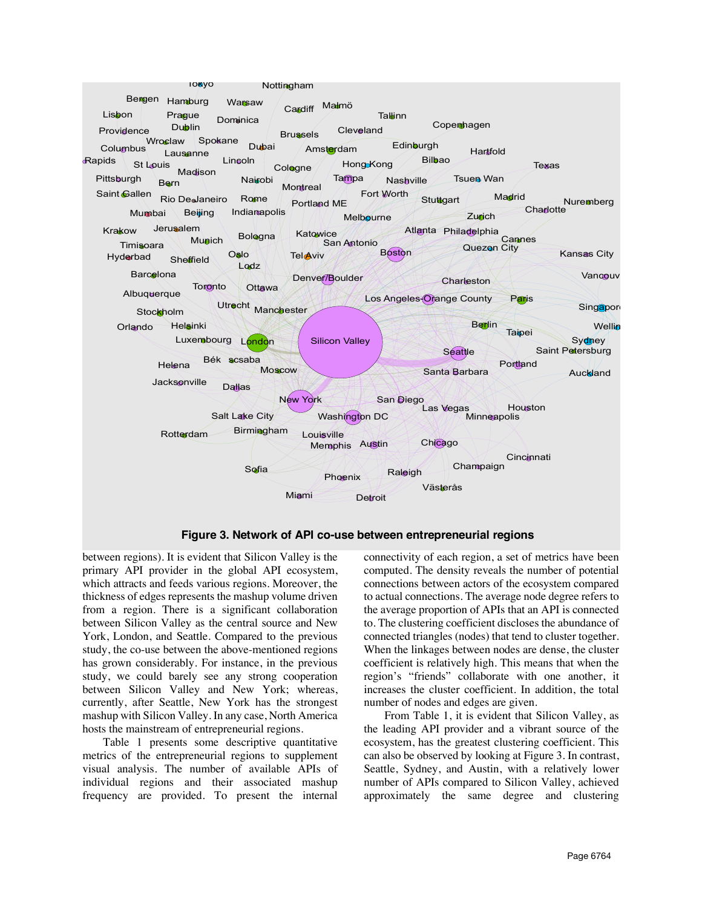**Figure 3. Network of API co-use between entrepreneurial regions**

between regions). It is evident that Silicon Valley is the primary API provider in the global API ecosystem, which attracts and feeds various regions. Moreover, the thickness of edges represents the mashup volume driven from a region. There is a significant collaboration between Silicon Valley as the central source and New York, London, and Seattle. Compared to the previous study, the co-use between the above-mentioned regions has grown considerably. For instance, in the previous study, we could barely see any strong cooperation between Silicon Valley and New York; whereas, currently, after Seattle, New York has the strongest mashup with Silicon Valley. In any case, North America hosts the mainstream of entrepreneurial regions.

Table 1 presents some descriptive quantitative metrics of the entrepreneurial regions to supplement visual analysis. The number of available APIs of individual regions and their associated mashup frequency are provided. To present the internal connectivity of each region, a set of metrics have been computed. The density reveals the number of potential connections between actors of the ecosystem compared to actual connections. The average node degree refers to the average proportion of APIs that an API is connected to. The clustering coefficient discloses the abundance of connected triangles (nodes) that tend to cluster together. When the linkages between nodes are dense, the cluster coefficient is relatively high. This means that when the region's "friends" collaborate with one another, it increases the cluster coefficient. In addition, the total number of nodes and edges are given.

From Table 1, it is evident that Silicon Valley, as the leading API provider and a vibrant source of the ecosystem, has the greatest clustering coefficient. This can also be observed by looking at Figure 3. In contrast, Seattle, Sydney, and Austin, with a relatively lower number of APIs compared to Silicon Valley, achieved approximately the same degree and clustering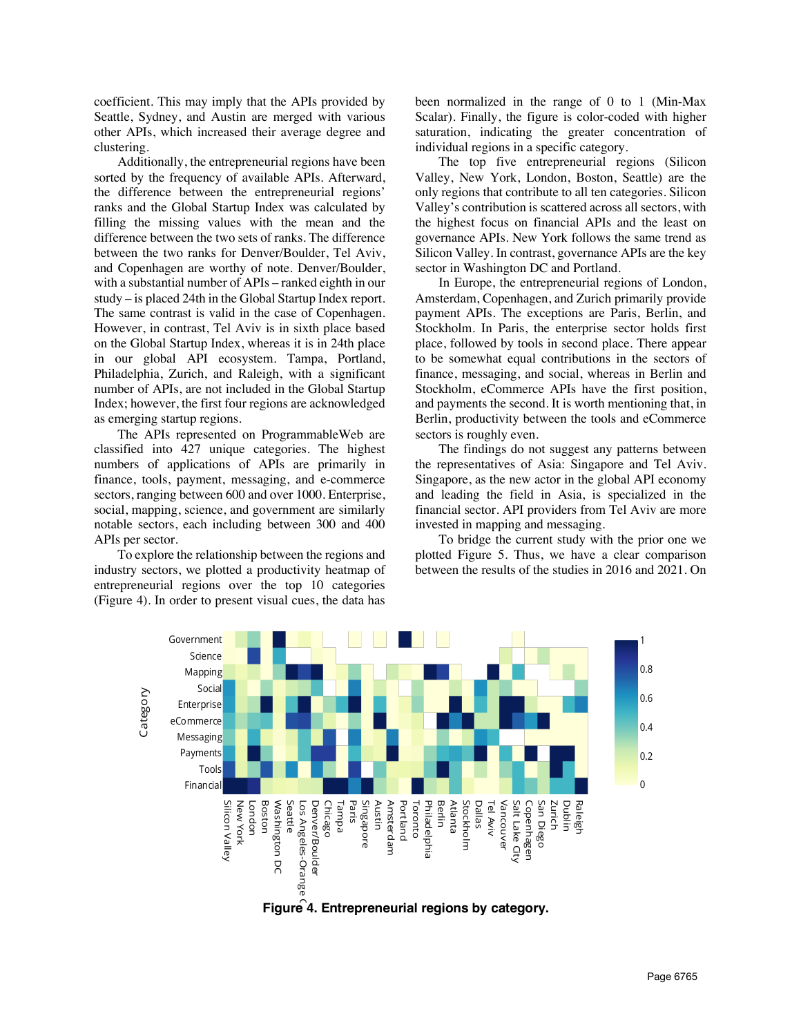coefficient. This may imply that the APIs provided by Seattle, Sydney, and Austin are merged with various other APIs, which increased their average degree and clustering.

Additionally, the entrepreneurial regions have been sorted by the frequency of available APIs. Afterward, the difference between the entrepreneurial regions' ranks and the Global Startup Index was calculated by filling the missing values with the mean and the difference between the two sets of ranks. The difference between the two ranks for Denver/Boulder, Tel Aviv, and Copenhagen are worthy of note. Denver/Boulder, with a substantial number of APIs – ranked eighth in our study – is placed 24th in the Global Startup Index report. The same contrast is valid in the case of Copenhagen. However, in contrast, Tel Aviv is in sixth place based on the Global Startup Index, whereas it is in 24th place in our global API ecosystem. Tampa, Portland, Philadelphia, Zurich, and Raleigh, with a significant number of APIs, are not included in the Global Startup Index; however, the first four regions are acknowledged as emerging startup regions.

The APIs represented on ProgrammableWeb are classified into 427 unique categories. The highest numbers of applications of APIs are primarily in finance, tools, payment, messaging, and e-commerce sectors, ranging between 600 and over 1000. Enterprise, social, mapping, science, and government are similarly notable sectors, each including between 300 and 400 APIs per sector.

To explore the relationship between the regions and industry sectors, we plotted a productivity heatmap of entrepreneurial regions over the top 10 categories (Figure 4). In order to present visual cues, the data has been normalized in the range of 0 to 1 (Min-Max Scalar). Finally, the figure is color-coded with higher saturation, indicating the greater concentration of individual regions in a specific category.

The top five entrepreneurial regions (Silicon Valley, New York, London, Boston, Seattle) are the only regions that contribute to all ten categories. Silicon Valley's contribution is scattered across all sectors, with the highest focus on financial APIs and the least on governance APIs. New York follows the same trend as Silicon Valley. In contrast, governance APIs are the key sector in Washington DC and Portland.

In Europe, the entrepreneurial regions of London, Amsterdam, Copenhagen, and Zurich primarily provide payment APIs. The exceptions are Paris, Berlin, and Stockholm. In Paris, the enterprise sector holds first place, followed by tools in second place. There appear to be somewhat equal contributions in the sectors of finance, messaging, and social, whereas in Berlin and Stockholm, eCommerce APIs have the first position, and payments the second. It is worth mentioning that, in Berlin, productivity between the tools and eCommerce sectors is roughly even.

The findings do not suggest any patterns between the representatives of Asia: Singapore and Tel Aviv. Singapore, as the new actor in the global API economy and leading the field in Asia, is specialized in the financial sector. API providers from Tel Aviv are more invested in mapping and messaging.

To bridge the current study with the prior one we plotted Figure 5. Thus, we have a clear comparison between the results of the studies in 2016 and 2021. On

**Figure 4. Entrepreneurial regions by category.**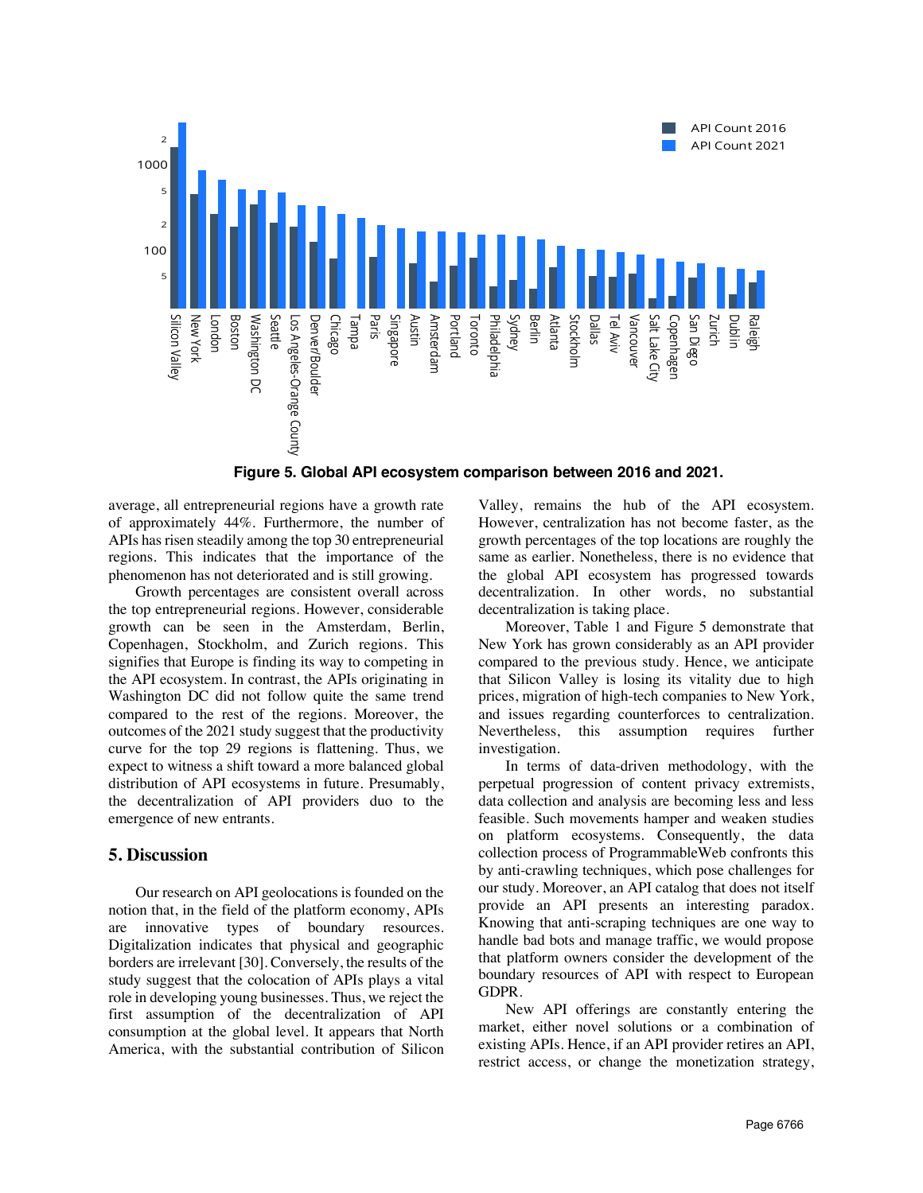**Figure 5. Global API ecosystem comparison between 2016 and 2021.**

average, all entrepreneurial regions have a growth rate of approximately 44%. Furthermore, the number of APIs has risen steadily among the top 30 entrepreneurial regions. This indicates that the importance of the phenomenon has not deteriorated and is still growing.

Growth percentages are consistent overall across the top entrepreneurial regions. However, considerable growth can be seen in the Amsterdam, Berlin, Copenhagen, Stockholm, and Zurich regions. This signifies that Europe is finding its way to competing in the API ecosystem. In contrast, the APIs originating in Washington DC did not follow quite the same trend compared to the rest of the regions. Moreover, the outcomes of the 2021 study suggest that the productivity curve for the top 29 regions is flattening. Thus, we expect to witness a shift toward a more balanced global distribution of API ecosystems in future. Presumably, the decentralization of API providers duo to the emergence of new entrants.

## 5. Discussion

Our research on API geolocations is founded on the notion that, in the field of the platform economy, APIs are innovative types of boundary resources. Digitalization indicates that physical and geographic borders are irrelevant [30]. Conversely, the results of the study suggest that the colocation of APIs plays a vital role in developing young businesses. Thus, we reject the first assumption of the decentralization of API consumption at the global level. It appears that North America, with the substantial contribution of Silicon Valley, remains the hub of the API ecosystem. However, centralization has not become faster, as the growth percentages of the top locations are roughly the same as earlier. Nonetheless, there is no evidence that the global API ecosystem has progressed towards decentralization. In other words, no substantial decentralization is taking place.

Moreover, Table 1 and Figure 5 demonstrate that New York has grown considerably as an API provider compared to the previous study. Hence, we anticipate that Silicon Valley is losing its vitality due to high prices, migration of high-tech companies to New York, and issues regarding counterforces to centralization. Nevertheless, this assumption requires further investigation.

In terms of data-driven methodology, with the perpetual progression of content privacy extremists, data collection and analysis are becoming less and less feasible. Such movements hamper and weaken studies on platform ecosystems. Consequently, the data collection process of ProgrammableWeb confronts this by anti-crawling techniques, which pose challenges for our study. Moreover, an API catalog that does not itself provide an API presents an interesting paradox. Knowing that anti-scraping techniques are one way to handle bad bots and manage traffic, we would propose that platform owners consider the development of the boundary resources of API with respect to European GDPR.

New API offerings are constantly entering the market, either novel solutions or a combination of existing APIs. Hence, if an API provider retires an API, restrict access, or change the monetization strategy,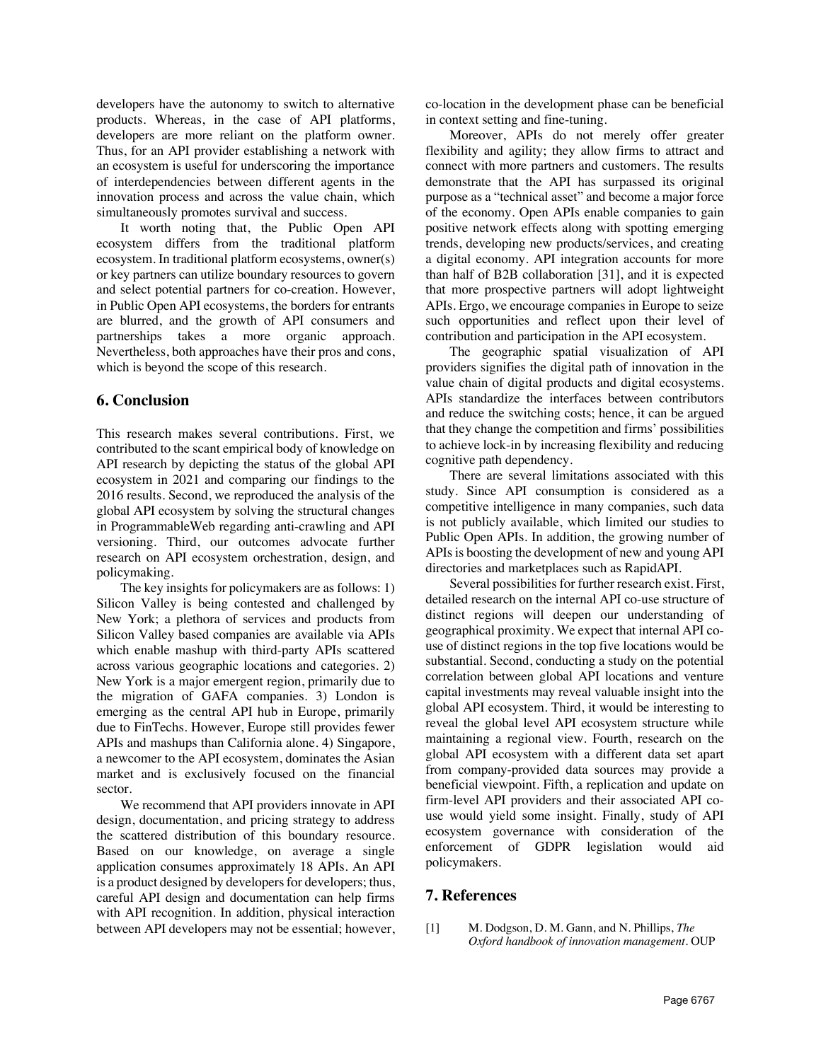developers have the autonomy to switch to alternative products. Whereas, in the case of API platforms, developers are more reliant on the platform owner. Thus, for an API provider establishing a network with an ecosystem is useful for underscoring the importance of interdependencies between different agents in the innovation process and across the value chain, which simultaneously promotes survival and success.

It worth noting that, the Public Open API ecosystem differs from the traditional platform ecosystem. In traditional platform ecosystems, owner(s) or key partners can utilize boundary resources to govern and select potential partners for co-creation. However, in Public Open API ecosystems, the borders for entrants are blurred, and the growth of API consumers and partnerships takes a more organic approach. Nevertheless, both approaches have their pros and cons, which is beyond the scope of this research.

## 6. Conclusion

This research makes several contributions. First, we contributed to the scant empirical body of knowledge on API research by depicting the status of the global API ecosystem in 2021 and comparing our findings to the 2016 results. Second, we reproduced the analysis of the global API ecosystem by solving the structural changes in ProgrammableWeb regarding anti-crawling and API versioning. Third, our outcomes advocate further research on API ecosystem orchestration, design, and policymaking.

The key insights for policymakers are as follows: 1) Silicon Valley is being contested and challenged by New York; a plethora of services and products from Silicon Valley based companies are available via APIs which enable mashup with third-party APIs scattered across various geographic locations and categories. 2) New York is a major emergent region, primarily due to the migration of GAFA companies. 3) London is emerging as the central API hub in Europe, primarily due to FinTechs. However, Europe still provides fewer APIs and mashups than California alone. 4) Singapore, a newcomer to the API ecosystem, dominates the Asian market and is exclusively focused on the financial sector.

We recommend that API providers innovate in API design, documentation, and pricing strategy to address the scattered distribution of this boundary resource. Based on our knowledge, on average a single application consumes approximately 18 APIs. An API is a product designed by developers for developers; thus, careful API design and documentation can help firms with API recognition. In addition, physical interaction between API developers may not be essential; however, co-location in the development phase can be beneficial in context setting and fine-tuning.

Moreover, APIs do not merely offer greater flexibility and agility; they allow firms to attract and connect with more partners and customers. The results demonstrate that the API has surpassed its original purpose as a "technical asset" and become a major force of the economy. Open APIs enable companies to gain positive network effects along with spotting emerging trends, developing new products/services, and creating a digital economy. API integration accounts for more than half of B2B collaboration [31], and it is expected that more prospective partners will adopt lightweight APIs. Ergo, we encourage companies in Europe to seize such opportunities and reflect upon their level of contribution and participation in the API ecosystem.

The geographic spatial visualization of API providers signifies the digital path of innovation in the value chain of digital products and digital ecosystems. APIs standardize the interfaces between contributors and reduce the switching costs; hence, it can be argued that they change the competition and firms' possibilities to achieve lock-in by increasing flexibility and reducing cognitive path dependency.

There are several limitations associated with this study. Since API consumption is considered as a competitive intelligence in many companies, such data is not publicly available, which limited our studies to Public Open APIs. In addition, the growing number of APIs is boosting the development of new and young API directories and marketplaces such as RapidAPI.

Several possibilities for further research exist. First, detailed research on the internal API co-use structure of distinct regions will deepen our understanding of geographical proximity. We expect that internal API co-use of distinct regions in the top five locations would be substantial. Second, conducting a study on the potential correlation between global API locations and venture capital investments may reveal valuable insight into the global API ecosystem. Third, it would be interesting to reveal the global level API ecosystem structure while maintaining a regional view. Fourth, research on the global API ecosystem with a different data set apart from company-provided data sources may provide a beneficial viewpoint. Fifth, a replication and update on firm-level API providers and their associated API co-use would yield some insight. Finally, study of API ecosystem governance with consideration of the enforcement of GDPR legislation would aid policymakers.

## 7. References

[1] M. Dodgson, D. M. Gann, and N. Phillips, *The Oxford handbook of innovation management*. OUP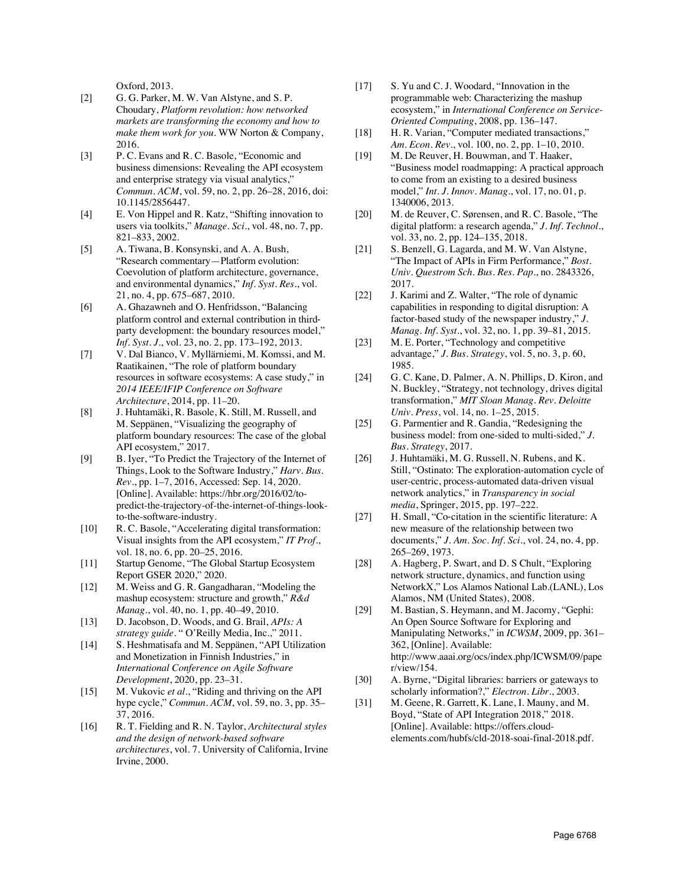Oxford, 2013.

[2] G. G. Parker, M. W. Van Alstyne, and S. P. Choudary, *Platform revolution: how networked markets are transforming the economy and how to make them work for you*. WW Norton & Company, 2016.

[3] P. C. Evans and R. C. Basole, "Economic and business dimensions: Revealing the API ecosystem and enterprise strategy via visual analytics," *Commun. ACM*, vol. 59, no. 2, pp. 26–28, 2016, doi: 10.1145/2856447.

[4] E. Von Hippel and R. Katz, "Shifting innovation to users via toolkits," *Manage. Sci.*, vol. 48, no. 7, pp. 821–833, 2002.

[5] A. Tiwana, B. Konsynski, and A. A. Bush, "Research commentary—Platform evolution: Coevolution of platform architecture, governance, and environmental dynamics," *Inf. Syst. Res.*, vol. 21, no. 4, pp. 675–687, 2010.

[6] A. Ghazawneh and O. Henfridsson, "Balancing platform control and external contribution in third-party development: the boundary resources model," *Inf. Syst. J.*, vol. 23, no. 2, pp. 173–192, 2013.

[7] V. Dal Bianco, V. Myllärniemi, M. Komssi, and M. Raatikainen, "The role of platform boundary resources in software ecosystems: A case study," in *2014 IEEE/IFIP Conference on Software Architecture*, 2014, pp. 11–20.

[8] J. Huhtamäki, R. Basole, K. Still, M. Russell, and M. Seppänen, "Visualizing the geography of platform boundary resources: The case of the global API ecosystem," 2017.

[9] B. Iyer, "To Predict the Trajectory of the Internet of Things, Look to the Software Industry," *Harv. Bus. Rev.*, pp. 1–7, 2016, Accessed: Sep. 14, 2020. [Online]. Available: https://hbr.org/2016/02/to-predict-the-trajectory-of-the-internet-of-things-look-to-the-software-industry.

[10] R. C. Basole, "Accelerating digital transformation: Visual insights from the API ecosystem," *IT Prof.*, vol. 18, no. 6, pp. 20–25, 2016.

[11] Startup Genome, "The Global Startup Ecosystem Report GSER 2020," 2020.

[12] M. Weiss and G. R. Gangadharan, "Modeling the mashup ecosystem: structure and growth," *R&d Manag.*, vol. 40, no. 1, pp. 40–49, 2010.

[13] D. Jacobson, D. Woods, and G. Brail, *APIs: A strategy guide*. " O'Reilly Media, Inc.," 2011.

[14] S. Heshmatisafa and M. Seppänen, "API Utilization and Monetization in Finnish Industries," in *International Conference on Agile Software Development*, 2020, pp. 23–31.

[15] M. Vukovic *et al.*, "Riding and thriving on the API hype cycle," *Commun. ACM*, vol. 59, no. 3, pp. 35–37, 2016.

[16] R. T. Fielding and R. N. Taylor, *Architectural styles and the design of network-based software architectures*, vol. 7. University of California, Irvine Irvine, 2000.

[17] S. Yu and C. J. Woodard, "Innovation in the programmable web: Characterizing the mashup ecosystem," in *International Conference on Service-Oriented Computing*, 2008, pp. 136–147.

[18] H. R. Varian, "Computer mediated transactions," *Am. Econ. Rev.*, vol. 100, no. 2, pp. 1–10, 2010.

[19] M. De Reuver, H. Bouwman, and T. Haaker, "Business model roadmapping: A practical approach to come from an existing to a desired business model," *Int. J. Innov. Manag.*, vol. 17, no. 01, p. 1340006, 2013.

[20] M. de Reuver, C. Sørensen, and R. C. Basole, "The digital platform: a research agenda," *J. Inf. Technol.*, vol. 33, no. 2, pp. 124–135, 2018.

[21] S. Benzell, G. Lagarda, and M. W. Van Alstyne, "The Impact of APIs in Firm Performance," *Bost. Univ. Questrom Sch. Bus. Res. Pap.*, no. 2843326, 2017.

[22] J. Karimi and Z. Walter, "The role of dynamic capabilities in responding to digital disruption: A factor-based study of the newspaper industry," *J. Manag. Inf. Syst.*, vol. 32, no. 1, pp. 39–81, 2015.

[23] M. E. Porter, "Technology and competitive advantage," *J. Bus. Strategy*, vol. 5, no. 3, p. 60, 1985.

[24] G. C. Kane, D. Palmer, A. N. Phillips, D. Kiron, and N. Buckley, "Strategy, not technology, drives digital transformation," *MIT Sloan Manag. Rev. Deloitte Univ. Press*, vol. 14, no. 1–25, 2015.

[25] G. Parmentier and R. Gandia, "Redesigning the business model: from one-sided to multi-sided," *J. Bus. Strategy*, 2017.

[26] J. Huhtamäki, M. G. Russell, N. Rubens, and K. Still, "Ostinato: The exploration-automation cycle of user-centric, process-automated data-driven visual network analytics," in *Transparency in social media*, Springer, 2015, pp. 197–222.

[27] H. Small, "Co-citation in the scientific literature: A new measure of the relationship between two documents," *J. Am. Soc. Inf. Sci.*, vol. 24, no. 4, pp. 265–269, 1973.

[28] A. Hagberg, P. Swart, and D. S Chult, "Exploring network structure, dynamics, and function using NetworkX," Los Alamos National Lab.(LANL), Los Alamos, NM (United States), 2008.

[29] M. Bastian, S. Heymann, and M. Jacomy, "Gephi: An Open Source Software for Exploring and Manipulating Networks," in *ICWSM*, 2009, pp. 361–362, [Online]. Available: http://www.aaai.org/ocs/index.php/ICWSM/09/paper/view/154.

[30] A. Byrne, "Digital libraries: barriers or gateways to scholarly information?," *Electron. Libr.*, 2003.

[31] M. Geene, R. Garrett, K. Lane, I. Mauny, and M. Boyd, "State of API Integration 2018," 2018. [Online]. Available: https://offers.cloud-elements.com/hubfs/cld-2018-soai-final-2018.pdf.